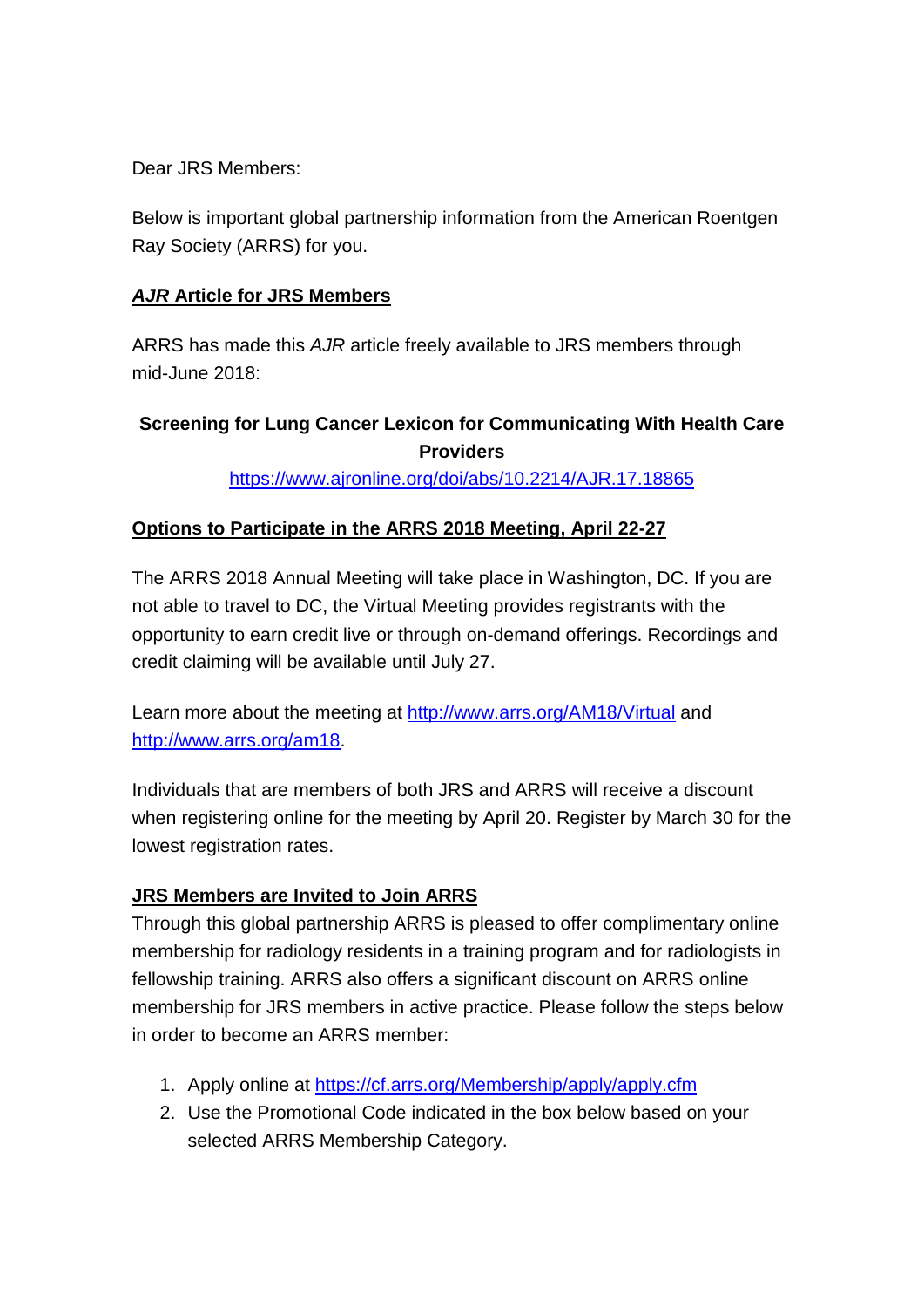Dear JRS Members:

Below is important global partnership information from the American Roentgen Ray Society (ARRS) for you.

## ***AJR*** **Article for JRS Members**

ARRS has made this *AJR* article freely available to JRS members through mid-June 2018:

**Screening for Lung Cancer Lexicon for Communicating With Health Care Providers**

https://www.ajronline.org/doi/abs/10.2214/AJR.17.18865

## **Options to Participate in the ARRS 2018 Meeting, April 22-27**

The ARRS 2018 Annual Meeting will take place in Washington, DC. If you are not able to travel to DC, the Virtual Meeting provides registrants with the opportunity to earn credit live or through on-demand offerings. Recordings and credit claiming will be available until July 27.

Learn more about the meeting at http://www.arrs.org/AM18/Virtual and http://www.arrs.org/am18.

Individuals that are members of both JRS and ARRS will receive a discount when registering online for the meeting by April 20. Register by March 30 for the lowest registration rates.

## **JRS Members are Invited to Join ARRS**

Through this global partnership ARRS is pleased to offer complimentary online membership for radiology residents in a training program and for radiologists in fellowship training. ARRS also offers a significant discount on ARRS online membership for JRS members in active practice. Please follow the steps below in order to become an ARRS member:

1. Apply online at https://cf.arrs.org/Membership/apply/apply.cfm
2. Use the Promotional Code indicated in the box below based on your selected ARRS Membership Category.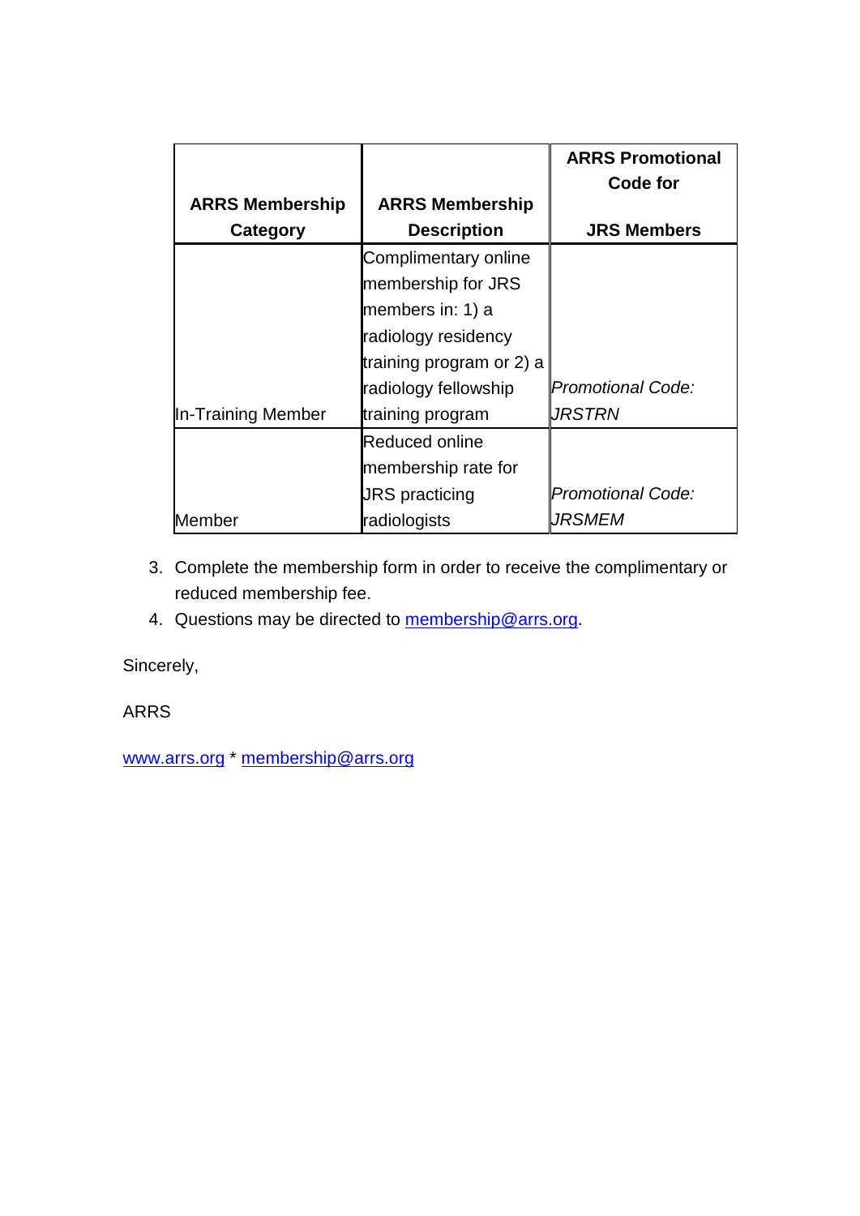| ARRS Membership Category | ARRS Membership Description | ARRS Promotional Code for JRS Members |
|---|---|---|
| In-Training Member | Complimentary online membership for JRS members in: 1) a radiology residency training program or 2) a radiology fellowship training program | *Promotional Code: JRSTRN* |
| Member | Reduced online membership rate for JRS practicing radiologists | *Promotional Code: JRSMEM* |

3. Complete the membership form in order to receive the complimentary or reduced membership fee.
4. Questions may be directed to [membership@arrs.org](mailto:membership@arrs.org).

Sincerely,

ARRS

[www.arrs.org](http://www.arrs.org) * [membership@arrs.org](mailto:membership@arrs.org)